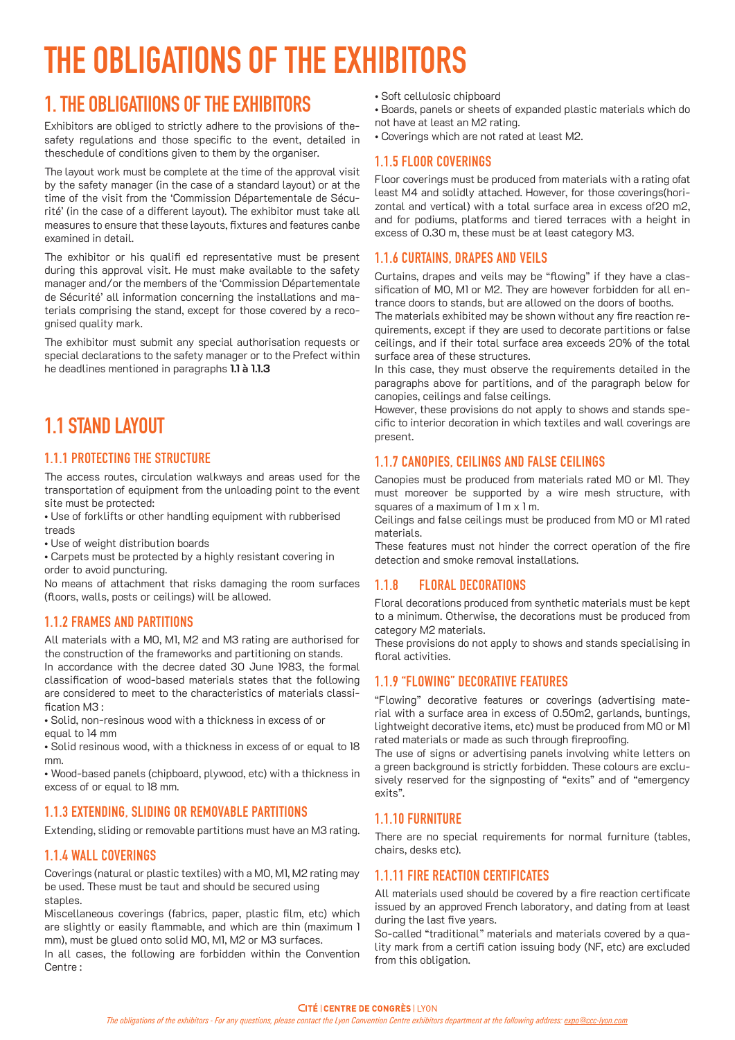# THE OBLIGATIONS OF THE EXHIBITORS

## 1. THE OBLIGATIIONS OF THE EXHIBITORS

Exhibitors are obliged to strictly adhere to the provisions of the-safety regulations and those specific to the event, detailed in theschedule of conditions given to them by the organiser.

The layout work must be complete at the time of the approval visit by the safety manager (in the case of a standard layout) or at the time of the visit from the 'Commission Départementale de Sécurité' (in the case of a different layout). The exhibitor must take all measures to ensure that these layouts, fixtures and features canbe examined in detail.

The exhibitor or his qualifi ed representative must be present during this approval visit. He must make available to the safety manager and/or the members of the 'Commission Départementale de Sécurité' all information concerning the installations and materials comprising the stand, except for those covered by a recognised quality mark.

The exhibitor must submit any special authorisation requests or special declarations to the safety manager or to the Prefect within he deadlines mentioned in paragraphs **1.1 à 1.1.3**

## 1.1 STAND LAYOUT

### 1.1.1 PROTECTING THE STRUCTURE

The access routes, circulation walkways and areas used for the transportation of equipment from the unloading point to the event site must be protected:

- Use of forklifts or other handling equipment with rubberised treads
- Use of weight distribution boards
- Carpets must be protected by a highly resistant covering in order to avoid puncturing.

No means of attachment that risks damaging the room surfaces (floors, walls, posts or ceilings) will be allowed.

### 1.1.2 FRAMES AND PARTITIONS

All materials with a M0, M1, M2 and M3 rating are authorised for the construction of the frameworks and partitioning on stands.

In accordance with the decree dated 30 June 1983, the formal classification of wood-based materials states that the following are considered to meet to the characteristics of materials classification M3 :

- Solid, non-resinous wood with a thickness in excess of or equal to 14 mm
- Solid resinous wood, with a thickness in excess of or equal to 18 mm.
- Wood-based panels (chipboard, plywood, etc) with a thickness in excess of or equal to 18 mm.

### 1.1.3 EXTENDING, SLIDING OR REMOVABLE PARTITIONS

Extending, sliding or removable partitions must have an M3 rating.

### 1.1.4 WALL COVERINGS

Coverings (natural or plastic textiles) with a M0, M1, M2 rating may be used. These must be taut and should be secured using staples.

Miscellaneous coverings (fabrics, paper, plastic film, etc) which are slightly or easily flammable, and which are thin (maximum 1 mm), must be glued onto solid M0, M1, M2 or M3 surfaces.

In all cases, the following are forbidden within the Convention Centre :

- Soft cellulosic chipboard
- Boards, panels or sheets of expanded plastic materials which do not have at least an M2 rating.
- Coverings which are not rated at least M2.

### 1.1.5 FLOOR COVERINGS

Floor coverings must be produced from materials with a rating ofat least M4 and solidly attached. However, for those coverings(horizontal and vertical) with a total surface area in excess of20 m2, and for podiums, platforms and tiered terraces with a height in excess of 0.30 m, these must be at least category M3.

### 1.1.6 CURTAINS, DRAPES AND VEILS

Curtains, drapes and veils may be "flowing" if they have a classification of M0, M1 or M2. They are however forbidden for all entrance doors to stands, but are allowed on the doors of booths.

The materials exhibited may be shown without any fire reaction requirements, except if they are used to decorate partitions or false ceilings, and if their total surface area exceeds 20% of the total surface area of these structures.

In this case, they must observe the requirements detailed in the paragraphs above for partitions, and of the paragraph below for canopies, ceilings and false ceilings.

However, these provisions do not apply to shows and stands specific to interior decoration in which textiles and wall coverings are present.

### 1.1.7 CANOPIES, CEILINGS AND FALSE CEILINGS

Canopies must be produced from materials rated M0 or M1. They must moreover be supported by a wire mesh structure, with squares of a maximum of 1 m x 1 m.

Ceilings and false ceilings must be produced from M0 or M1 rated materials.

These features must not hinder the correct operation of the fire detection and smoke removal installations.

### 1.1.8 FLORAL DECORATIONS

Floral decorations produced from synthetic materials must be kept to a minimum. Otherwise, the decorations must be produced from category M2 materials.

These provisions do not apply to shows and stands specialising in floral activities.

### 1.1.9 "FLOWING" DECORATIVE FEATURES

"Flowing" decorative features or coverings (advertising material with a surface area in excess of 0.50m2, garlands, buntings, lightweight decorative items, etc) must be produced from M0 or M1 rated materials or made as such through fireproofing.

The use of signs or advertising panels involving white letters on a green background is strictly forbidden. These colours are exclusively reserved for the signposting of "exits" and of "emergency exits".

### 1.1.10 FURNITURE

There are no special requirements for normal furniture (tables, chairs, desks etc).

### 1.1.11 FIRE REACTION CERTIFICATES

All materials used should be covered by a fire reaction certificate issued by an approved French laboratory, and dating from at least during the last five years.

So-called "traditional" materials and materials covered by a quality mark from a certifi cation issuing body (NF, etc) are excluded from this obligation.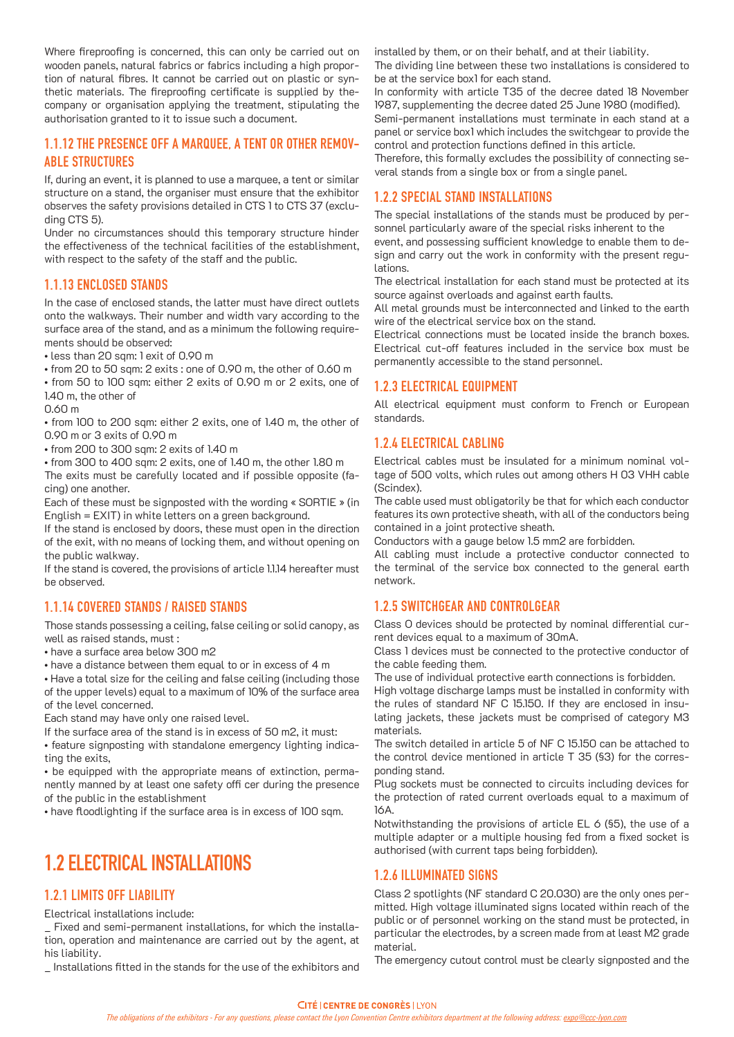Where fireproofing is concerned, this can only be carried out on wooden panels, natural fabrics or fabrics including a high proportion of natural fibres. It cannot be carried out on plastic or synthetic materials. The fireproofing certificate is supplied by the company or organisation applying the treatment, stipulating the authorisation granted to it to issue such a document.

### 1.1.12 THE PRESENCE OFF A MARQUEE, A TENT OR OTHER REMOVABLE STRUCTURES

If, during an event, it is planned to use a marquee, a tent or similar structure on a stand, the organiser must ensure that the exhibitor observes the safety provisions detailed in CTS 1 to CTS 37 (excluding CTS 5).

Under no circumstances should this temporary structure hinder the effectiveness of the technical facilities of the establishment, with respect to the safety of the staff and the public.

### 1.1.13 ENCLOSED STANDS

In the case of enclosed stands, the latter must have direct outlets onto the walkways. Their number and width vary according to the surface area of the stand, and as a minimum the following requirements should be observed:

- less than 20 sqm: 1 exit of 0.90 m
- from 20 to 50 sqm: 2 exits : one of 0.90 m, the other of 0.60 m
- from 50 to 100 sqm: either 2 exits of 0.90 m or 2 exits, one of 1.40 m, the other of 0.60 m
- from 100 to 200 sqm: either 2 exits, one of 1.40 m, the other of 0.90 m or 3 exits of 0.90 m
- from 200 to 300 sqm: 2 exits of 1.40 m
- from 300 to 400 sqm: 2 exits, one of 1.40 m, the other 1.80 m

The exits must be carefully located and if possible opposite (facing) one another.

Each of these must be signposted with the wording « SORTIE » (in English = EXIT) in white letters on a green background.

If the stand is enclosed by doors, these must open in the direction of the exit, with no means of locking them, and without opening on the public walkway.

If the stand is covered, the provisions of article 1.1.14 hereafter must be observed.

### 1.1.14 COVERED STANDS / RAISED STANDS

Those stands possessing a ceiling, false ceiling or solid canopy, as well as raised stands, must :

- have a surface area below 300 m2
- have a distance between them equal to or in excess of 4 m
- Have a total size for the ceiling and false ceiling (including those of the upper levels) equal to a maximum of 10% of the surface area of the level concerned.

Each stand may have only one raised level.

If the surface area of the stand is in excess of 50 m2, it must:

- feature signposting with standalone emergency lighting indicating the exits,
- be equipped with the appropriate means of extinction, permanently manned by at least one safety offi cer during the presence of the public in the establishment
- have floodlighting if the surface area is in excess of 100 sqm.

## 1.2 ELECTRICAL INSTALLATIONS

### 1.2.1 LIMITS OFF LIABILITY

Electrical installations include:

_ Fixed and semi-permanent installations, for which the installation, operation and maintenance are carried out by the agent, at his liability.

_ Installations fitted in the stands for the use of the exhibitors and installed by them, or on their behalf, and at their liability.

The dividing line between these two installations is considered to be at the service box1 for each stand.

In conformity with article T35 of the decree dated 18 November 1987, supplementing the decree dated 25 June 1980 (modified).

Semi-permanent installations must terminate in each stand at a panel or service box1 which includes the switchgear to provide the control and protection functions defined in this article.

Therefore, this formally excludes the possibility of connecting several stands from a single box or from a single panel.

### 1.2.2 SPECIAL STAND INSTALLATIONS

The special installations of the stands must be produced by personnel particularly aware of the special risks inherent to the event, and possessing sufficient knowledge to enable them to design and carry out the work in conformity with the present regulations.

The electrical installation for each stand must be protected at its source against overloads and against earth faults.

All metal grounds must be interconnected and linked to the earth wire of the electrical service box on the stand.

Electrical connections must be located inside the branch boxes. Electrical cut-off features included in the service box must be permanently accessible to the stand personnel.

### 1.2.3 ELECTRICAL EQUIPMENT

All electrical equipment must conform to French or European standards.

### 1.2.4 ELECTRICAL CABLING

Electrical cables must be insulated for a minimum nominal voltage of 500 volts, which rules out among others H 03 VHH cable (Scindex).

The cable used must obligatorily be that for which each conductor features its own protective sheath, with all of the conductors being contained in a joint protective sheath.

Conductors with a gauge below 1.5 mm2 are forbidden.

All cabling must include a protective conductor connected to the terminal of the service box connected to the general earth network.

### 1.2.5 SWITCHGEAR AND CONTROLGEAR

Class 0 devices should be protected by nominal differential current devices equal to a maximum of 30mA.

Class 1 devices must be connected to the protective conductor of the cable feeding them.

The use of individual protective earth connections is forbidden.

High voltage discharge lamps must be installed in conformity with the rules of standard NF C 15.150. If they are enclosed in insulating jackets, these jackets must be comprised of category M3 materials.

The switch detailed in article 5 of NF C 15.150 can be attached to the control device mentioned in article T 35 (§3) for the corresponding stand.

Plug sockets must be connected to circuits including devices for the protection of rated current overloads equal to a maximum of 16A.

Notwithstanding the provisions of article EL 6 (§5), the use of a multiple adapter or a multiple housing fed from a fixed socket is authorised (with current taps being forbidden).

### 1.2.6 ILLUMINATED SIGNS

Class 2 spotlights (NF standard C 20.030) are the only ones permitted. High voltage illuminated signs located within reach of the public or of personnel working on the stand must be protected, in particular the electrodes, by a screen made from at least M2 grade material.

The emergency cutout control must be clearly signposted and the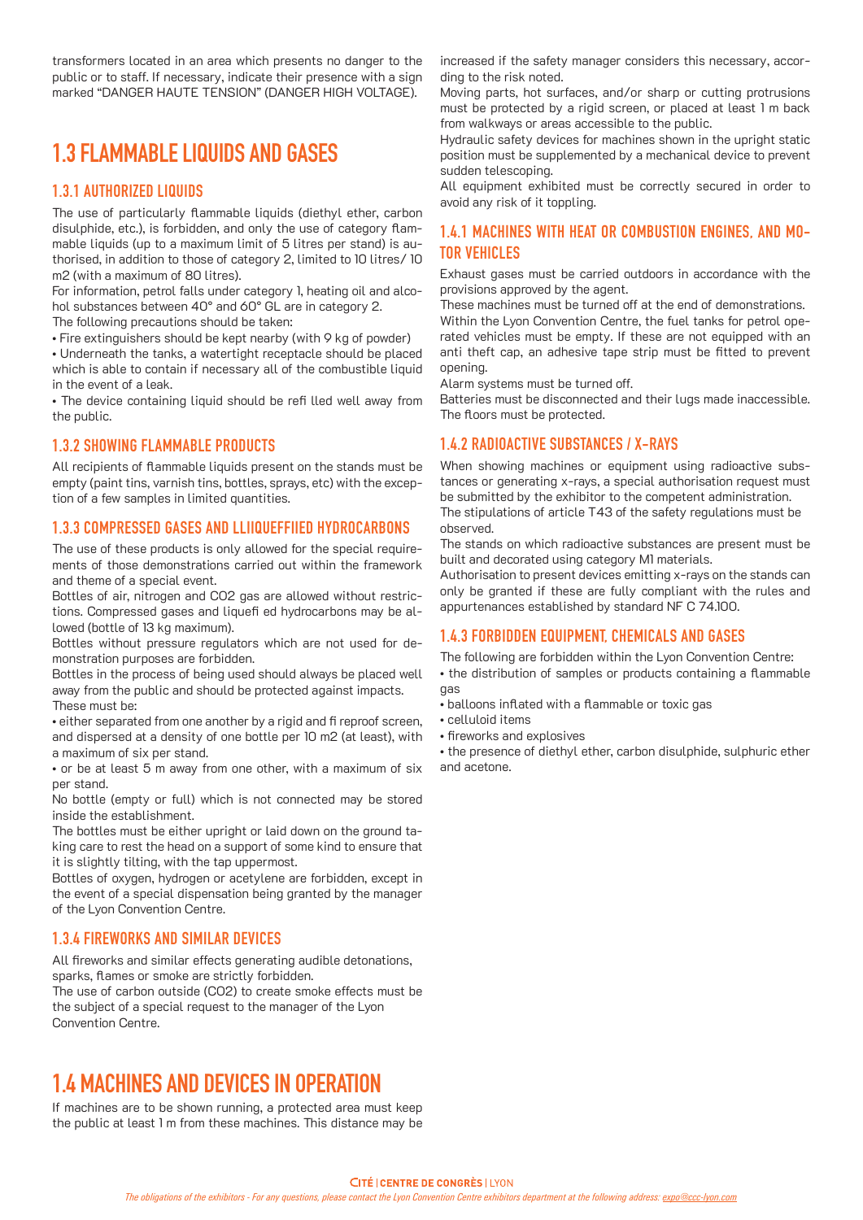transformers located in an area which presents no danger to the public or to staff. If necessary, indicate their presence with a sign marked "DANGER HAUTE TENSION" (DANGER HIGH VOLTAGE).

## 1.3 FLAMMABLE LIQUIDS AND GASES

### 1.3.1 AUTHORIZED LIQUIDS

The use of particularly flammable liquids (diethyl ether, carbon disulphide, etc.), is forbidden, and only the use of category flammable liquids (up to a maximum limit of 5 litres per stand) is authorised, in addition to those of category 2, limited to 10 litres/ 10 m2 (with a maximum of 80 litres).

For information, petrol falls under category 1, heating oil and alcohol substances between 40° and 60° GL are in category 2.

The following precautions should be taken:

• Fire extinguishers should be kept nearby (with 9 kg of powder)

• Underneath the tanks, a watertight receptacle should be placed which is able to contain if necessary all of the combustible liquid in the event of a leak.

• The device containing liquid should be refi lled well away from the public.

### 1.3.2 SHOWING FLAMMABLE PRODUCTS

All recipients of flammable liquids present on the stands must be empty (paint tins, varnish tins, bottles, sprays, etc) with the exception of a few samples in limited quantities.

### 1.3.3 COMPRESSED GASES AND LLIIQUEFFIIED HYDROCARBONS

The use of these products is only allowed for the special requirements of those demonstrations carried out within the framework and theme of a special event.

Bottles of air, nitrogen and CO2 gas are allowed without restrictions. Compressed gases and liquefi ed hydrocarbons may be allowed (bottle of 13 kg maximum).

Bottles without pressure regulators which are not used for demonstration purposes are forbidden.

Bottles in the process of being used should always be placed well away from the public and should be protected against impacts.

These must be:

• either separated from one another by a rigid and fi reproof screen, and dispersed at a density of one bottle per 10 m2 (at least), with a maximum of six per stand.

• or be at least 5 m away from one other, with a maximum of six per stand.

No bottle (empty or full) which is not connected may be stored inside the establishment.

The bottles must be either upright or laid down on the ground taking care to rest the head on a support of some kind to ensure that it is slightly tilting, with the tap uppermost.

Bottles of oxygen, hydrogen or acetylene are forbidden, except in the event of a special dispensation being granted by the manager of the Lyon Convention Centre.

### 1.3.4 FIREWORKS AND SIMILAR DEVICES

All fireworks and similar effects generating audible detonations, sparks, flames or smoke are strictly forbidden.

The use of carbon outside (CO2) to create smoke effects must be the subject of a special request to the manager of the Lyon Convention Centre.

## 1.4 MACHINES AND DEVICES IN OPERATION

If machines are to be shown running, a protected area must keep the public at least 1 m from these machines. This distance may be increased if the safety manager considers this necessary, according to the risk noted.

Moving parts, hot surfaces, and/or sharp or cutting protrusions must be protected by a rigid screen, or placed at least 1 m back from walkways or areas accessible to the public.

Hydraulic safety devices for machines shown in the upright static position must be supplemented by a mechanical device to prevent sudden telescoping.

All equipment exhibited must be correctly secured in order to avoid any risk of it toppling.

### 1.4.1 MACHINES WITH HEAT OR COMBUSTION ENGINES, AND MOTOR VEHICLES

Exhaust gases must be carried outdoors in accordance with the provisions approved by the agent.

These machines must be turned off at the end of demonstrations.

Within the Lyon Convention Centre, the fuel tanks for petrol operated vehicles must be empty. If these are not equipped with an anti theft cap, an adhesive tape strip must be fitted to prevent opening.

Alarm systems must be turned off.

Batteries must be disconnected and their lugs made inaccessible.

The floors must be protected.

### 1.4.2 RADIOACTIVE SUBSTANCES / X-RAYS

When showing machines or equipment using radioactive substances or generating x-rays, a special authorisation request must be submitted by the exhibitor to the competent administration.

The stipulations of article T43 of the safety regulations must be observed.

The stands on which radioactive substances are present must be built and decorated using category M1 materials.

Authorisation to present devices emitting x-rays on the stands can only be granted if these are fully compliant with the rules and appurtenances established by standard NF C 74.100.

### 1.4.3 FORBIDDEN EQUIPMENT, CHEMICALS AND GASES

The following are forbidden within the Lyon Convention Centre:

• the distribution of samples or products containing a flammable gas

• balloons inflated with a flammable or toxic gas

• celluloid items

• fireworks and explosives

• the presence of diethyl ether, carbon disulphide, sulphuric ether and acetone.